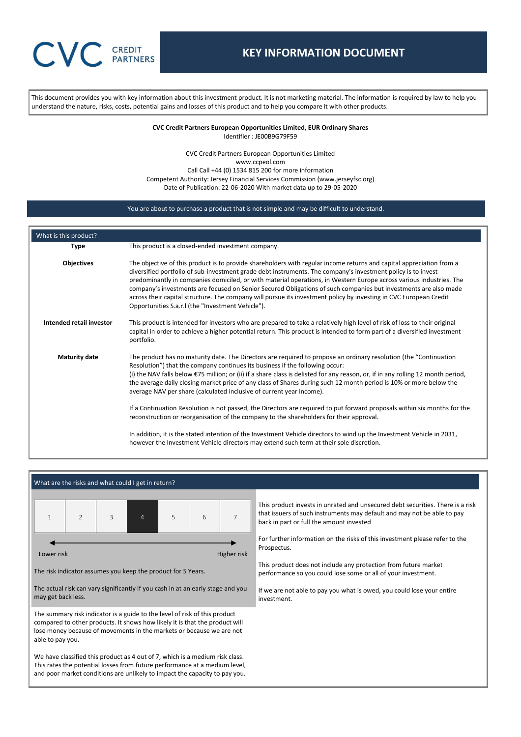CVC CREDIT PARTNERS

# KEY INFORMATION DOCUMENT

This document provides you with key information about this investment product. It is not marketing material. The information is required by law to help you understand the nature, risks, costs, potential gains and losses of this product and to help you compare it with other products.

**CVC Credit Partners European Opportunities Limited, EUR Ordinary Shares**
Identifier : JE00B9G79F59

CVC Credit Partners European Opportunities Limited
www.ccpeol.com
Call Call +44 (0) 1534 815 200 for more information
Competent Authority: Jersey Financial Services Commission (www.jerseyfsc.org)
Date of Publication: 22-06-2020 With market data up to 29-05-2020

You are about to purchase a product that is not simple and may be difficult to understand.

## What is this product?

**Type**

This product is a closed-ended investment company.

**Objectives**

The objective of this product is to provide shareholders with regular income returns and capital appreciation from a diversified portfolio of sub-investment grade debt instruments. The company's investment policy is to invest predominantly in companies domiciled, or with material operations, in Western Europe across various industries. The company's investments are focused on Senior Secured Obligations of such companies but investments are also made across their capital structure. The company will pursue its investment policy by investing in CVC European Credit Opportunities S.a.r.l (the "Investment Vehicle").

**Intended retail investor**

This product is intended for investors who are prepared to take a relatively high level of risk of loss to their original capital in order to achieve a higher potential return. This product is intended to form part of a diversified investment portfolio.

**Maturity date**

The product has no maturity date. The Directors are required to propose an ordinary resolution (the "Continuation Resolution") that the company continues its business if the following occur:
(i) the NAV falls below €75 million; or (ii) if a share class is delisted for any reason, or, if in any rolling 12 month period, the average daily closing market price of any class of Shares during such 12 month period is 10% or more below the average NAV per share (calculated inclusive of current year income).

If a Continuation Resolution is not passed, the Directors are required to put forward proposals within six months for the reconstruction or reorganisation of the company to the shareholders for their approval.

In addition, it is the stated intention of the Investment Vehicle directors to wind up the Investment Vehicle in 2031, however the Investment Vehicle directors may extend such term at their sole discretion.

## What are the risks and what could I get in return?

| 1 | 2 | 3 | **4** | 5 | 6 | 7 |
|---|---|---|---|---|---|---|

Lower risk ← → Higher risk

The risk indicator assumes you keep the product for 5 Years.

The actual risk can vary significantly if you cash in at an early stage and you may get back less.

The summary risk indicator is a guide to the level of risk of this product compared to other products. It shows how likely it is that the product will lose money because of movements in the markets or because we are not able to pay you.

We have classified this product as 4 out of 7, which is a medium risk class. This rates the potential losses from future performance at a medium level, and poor market conditions are unlikely to impact the capacity to pay you.

This product invests in unrated and unsecured debt securities. There is a risk that issuers of such instruments may default and may not be able to pay back in part or full the amount invested

For further information on the risks of this investment please refer to the Prospectus.

This product does not include any protection from future market performance so you could lose some or all of your investment.

If we are not able to pay you what is owed, you could lose your entire investment.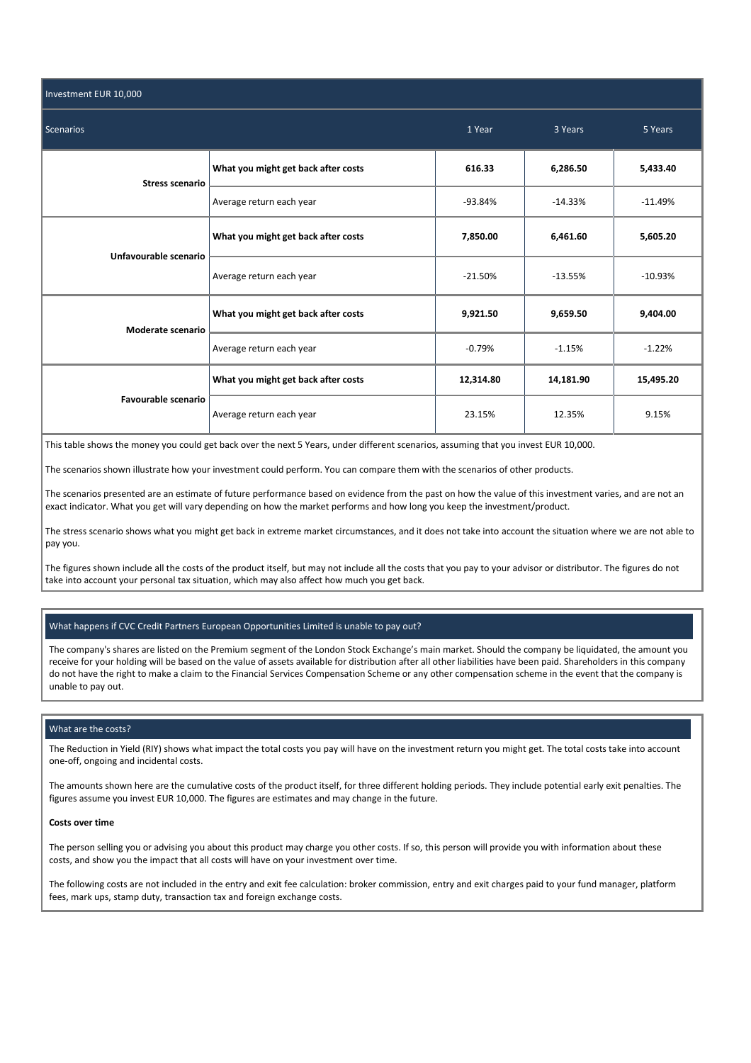| Investment EUR 10,000 | | | | |
|---|---|---|---|---|
| Scenarios | | 1 Year | 3 Years | 5 Years |
| **Stress scenario** | **What you might get back after costs** | **616.33** | **6,286.50** | **5,433.40** |
| | Average return each year | -93.84% | -14.33% | -11.49% |
| **Unfavourable scenario** | **What you might get back after costs** | **7,850.00** | **6,461.60** | **5,605.20** |
| | Average return each year | -21.50% | -13.55% | -10.93% |
| **Moderate scenario** | **What you might get back after costs** | **9,921.50** | **9,659.50** | **9,404.00** |
| | Average return each year | -0.79% | -1.15% | -1.22% |
| **Favourable scenario** | **What you might get back after costs** | **12,314.80** | **14,181.90** | **15,495.20** |
| | Average return each year | 23.15% | 12.35% | 9.15% |

This table shows the money you could get back over the next 5 Years, under different scenarios, assuming that you invest EUR 10,000.

The scenarios shown illustrate how your investment could perform. You can compare them with the scenarios of other products.

The scenarios presented are an estimate of future performance based on evidence from the past on how the value of this investment varies, and are not an exact indicator. What you get will vary depending on how the market performs and how long you keep the investment/product.

The stress scenario shows what you might get back in extreme market circumstances, and it does not take into account the situation where we are not able to pay you.

The figures shown include all the costs of the product itself, but may not include all the costs that you pay to your advisor or distributor. The figures do not take into account your personal tax situation, which may also affect how much you get back.

## What happens if CVC Credit Partners European Opportunities Limited is unable to pay out?

The company's shares are listed on the Premium segment of the London Stock Exchange's main market. Should the company be liquidated, the amount you receive for your holding will be based on the value of assets available for distribution after all other liabilities have been paid. Shareholders in this company do not have the right to make a claim to the Financial Services Compensation Scheme or any other compensation scheme in the event that the company is unable to pay out.

## What are the costs?

The Reduction in Yield (RIY) shows what impact the total costs you pay will have on the investment return you might get. The total costs take into account one-off, ongoing and incidental costs.

The amounts shown here are the cumulative costs of the product itself, for three different holding periods. They include potential early exit penalties. The figures assume you invest EUR 10,000. The figures are estimates and may change in the future.

**Costs over time**

The person selling you or advising you about this product may charge you other costs. If so, this person will provide you with information about these costs, and show you the impact that all costs will have on your investment over time.

The following costs are not included in the entry and exit fee calculation: broker commission, entry and exit charges paid to your fund manager, platform fees, mark ups, stamp duty, transaction tax and foreign exchange costs.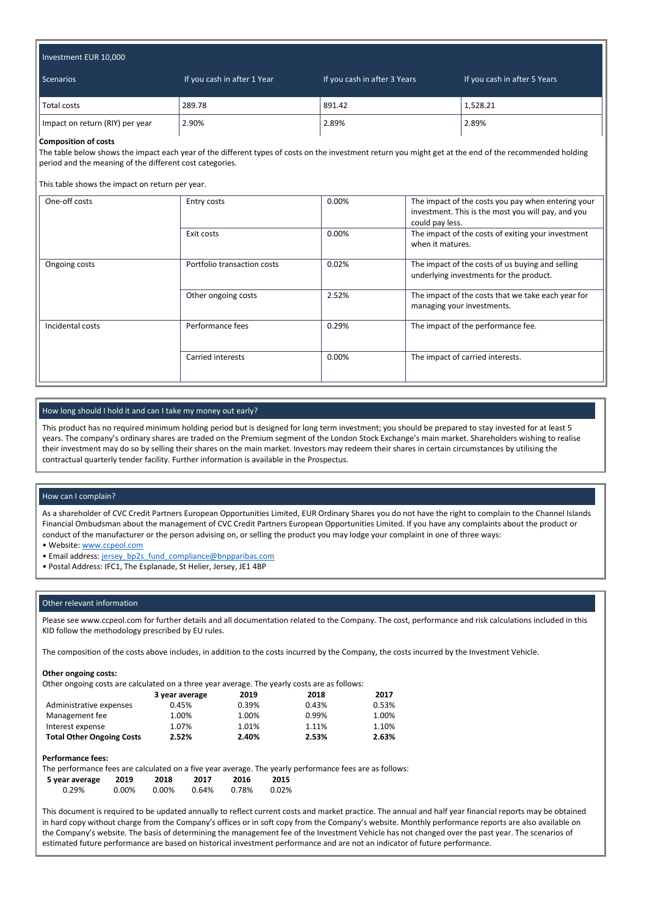| Investment EUR 10,000 | | | |
|---|---|---|---|
| Scenarios | If you cash in after 1 Year | If you cash in after 3 Years | If you cash in after 5 Years |
| Total costs | 289.78 | 891.42 | 1,528.21 |
| Impact on return (RIY) per year | 2.90% | 2.89% | 2.89% |

**Composition of costs**

The table below shows the impact each year of the different types of costs on the investment return you might get at the end of the recommended holding period and the meaning of the different cost categories.

This table shows the impact on return per year.

| | | | |
|---|---|---|---|
| One-off costs | Entry costs | 0.00% | The impact of the costs you pay when entering your investment. This is the most you will pay, and you could pay less. |
| | Exit costs | 0.00% | The impact of the costs of exiting your investment when it matures. |
| Ongoing costs | Portfolio transaction costs | 0.02% | The impact of the costs of us buying and selling underlying investments for the product. |
| | Other ongoing costs | 2.52% | The impact of the costs that we take each year for managing your investments. |
| Incidental costs | Performance fees | 0.29% | The impact of the performance fee. |
| | Carried interests | 0.00% | The impact of carried interests. |

## How long should I hold it and can I take my money out early?

This product has no required minimum holding period but is designed for long term investment; you should be prepared to stay invested for at least 5 years. The company's ordinary shares are traded on the Premium segment of the London Stock Exchange's main market. Shareholders wishing to realise their investment may do so by selling their shares on the main market. Investors may redeem their shares in certain circumstances by utilising the contractual quarterly tender facility. Further information is available in the Prospectus.

## How can I complain?

As a shareholder of CVC Credit Partners European Opportunities Limited, EUR Ordinary Shares you do not have the right to complain to the Channel Islands Financial Ombudsman about the management of CVC Credit Partners European Opportunities Limited. If you have any complaints about the product or conduct of the manufacturer or the person advising on, or selling the product you may lodge your complaint in one of three ways:

- Website: www.ccpeol.com
- Email address: jersey_bp2s_fund_compliance@bnpparibas.com
- Postal Address: IFC1, The Esplanade, St Helier, Jersey, JE1 4BP

## Other relevant information

Please see www.ccpeol.com for further details and all documentation related to the Company. The cost, performance and risk calculations included in this KID follow the methodology prescribed by EU rules.

The composition of the costs above includes, in addition to the costs incurred by the Company, the costs incurred by the Investment Vehicle.

**Other ongoing costs:**

Other ongoing costs are calculated on a three year average. The yearly costs are as follows:

| | 3 year average | 2019 | 2018 | 2017 |
|---|---|---|---|---|
| Administrative expenses | 0.45% | 0.39% | 0.43% | 0.53% |
| Management fee | 1.00% | 1.00% | 0.99% | 1.00% |
| Interest expense | 1.07% | 1.01% | 1.11% | 1.10% |
| **Total Other Ongoing Costs** | **2.52%** | **2.40%** | **2.53%** | **2.63%** |

**Performance fees:**

The performance fees are calculated on a five year average. The yearly performance fees are as follows:

| 5 year average | 2019 | 2018 | 2017 | 2016 | 2015 |
|---|---|---|---|---|---|
| 0.29% | 0.00% | 0.00% | 0.64% | 0.78% | 0.02% |

This document is required to be updated annually to reflect current costs and market practice. The annual and half year financial reports may be obtained in hard copy without charge from the Company's offices or in soft copy from the Company's website. Monthly performance reports are also available on the Company's website. The basis of determining the management fee of the Investment Vehicle has not changed over the past year. The scenarios of estimated future performance are based on historical investment performance and are not an indicator of future performance.